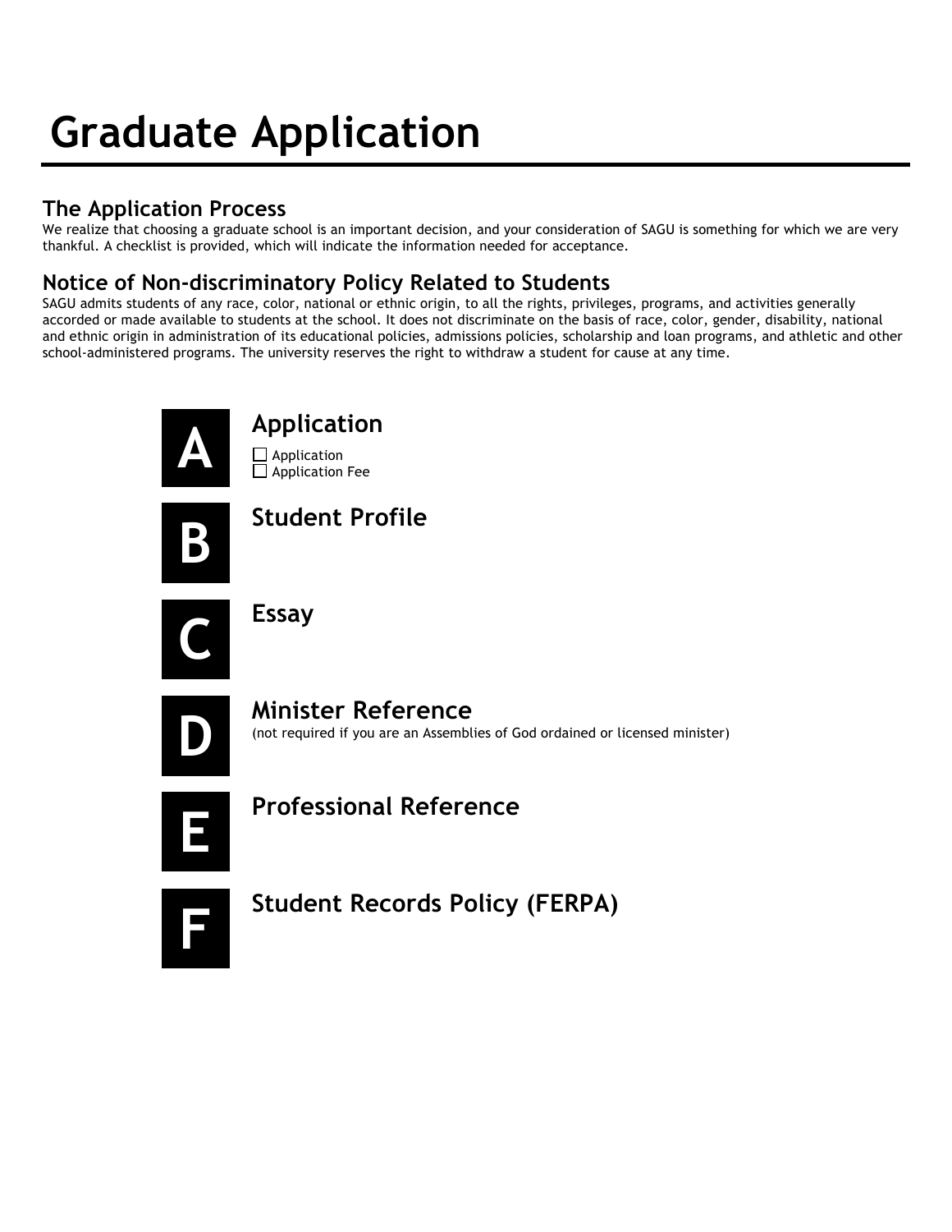# Graduate Application

## The Application Process

We realize that choosing a graduate school is an important decision, and your consideration of SAGU is something for which we are very thankful. A checklist is provided, which will indicate the information needed for acceptance.

## Notice of Non-discriminatory Policy Related to Students

SAGU admits students of any race, color, national or ethnic origin, to all the rights, privileges, programs, and activities generally accorded or made available to students at the school. It does not discriminate on the basis of race, color, gender, disability, national and ethnic origin in administration of its educational policies, admissions policies, scholarship and loan programs, and athletic and other school-administered programs. The university reserves the right to withdraw a student for cause at any time.

### A — Application

- [ ] Application
- [ ] Application Fee

### B — Student Profile

### C — Essay

### D — Minister Reference

(not required if you are an Assemblies of God ordained or licensed minister)

### E — Professional Reference

### F — Student Records Policy (FERPA)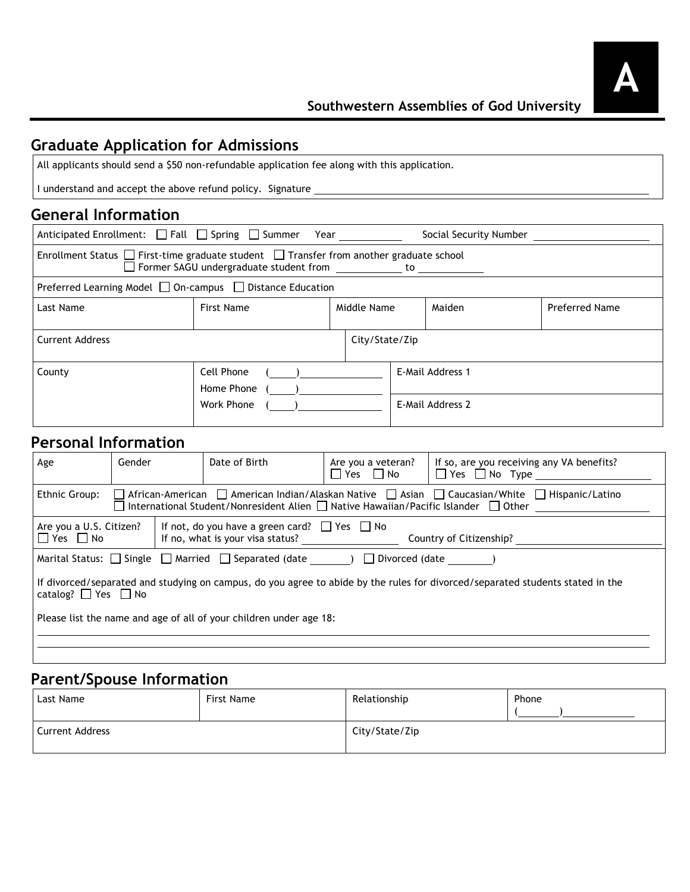**A**

**Southwestern Assemblies of God University**

## Graduate Application for Admissions

All applicants should send a $50 non-refundable application fee along with this application.

I understand and accept the above refund policy. Signature ______________________________

## General Information

Anticipated Enrollment: ☐ Fall ☐ Spring ☐ Summer Year __________ Social Security Number ________________

Enrollment Status ☐ First-time graduate student ☐ Transfer from another graduate school
☐ Former SAGU undergraduate student from __________ to __________

Preferred Learning Model ☐ On-campus ☐ Distance Education

| Last Name | First Name | Middle Name | Maiden | Preferred Name |
|---|---|---|---|---|
| | | | | |

| Current Address | City/State/Zip |
|---|---|
| | |

| County | Cell Phone ( )________ | E-Mail Address 1 |
|---|---|---|
| | Home Phone ( )________ | |
| | Work Phone ( )________ | E-Mail Address 2 |

## Personal Information

| Age | Gender | Date of Birth | Are you a veteran? ☐ Yes ☐ No | If so, are you receiving any VA benefits? ☐ Yes ☐ No Type ________ |
|---|---|---|---|---|
| | | | | |

Ethnic Group: ☐ African-American ☐ American Indian/Alaskan Native ☐ Asian ☐ Caucasian/White ☐ Hispanic/Latino ☐ International Student/Nonresident Alien ☐ Native Hawaiian/Pacific Islander ☐ Other ________

Are you a U.S. Citizen? ☐ Yes ☐ No | If not, do you have a green card? ☐ Yes ☐ No
If no, what is your visa status? ________ Country of Citizenship? ________

Marital Status: ☐ Single ☐ Married ☐ Separated (date ______) ☐ Divorced (date ______)

If divorced/separated and studying on campus, do you agree to abide by the rules for divorced/separated students stated in the catalog? ☐ Yes ☐ No

Please list the name and age of all of your children under age 18:

______________________________

______________________________

## Parent/Spouse Information

| Last Name | First Name | Relationship | Phone ( )________ |
|---|---|---|---|
| | | | |

| Current Address | City/State/Zip |
|---|---|
| | |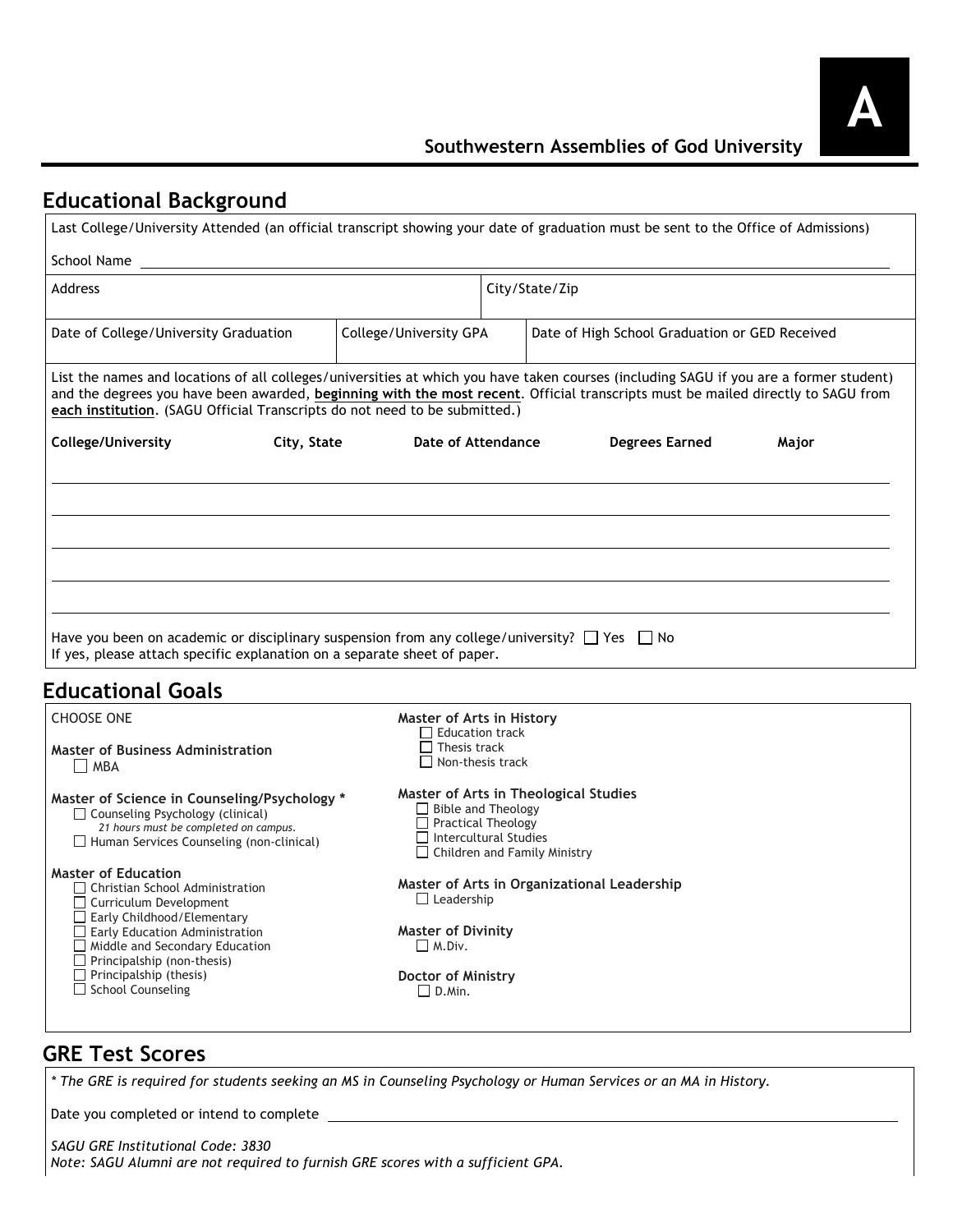Southwestern Assemblies of God University

A

## Educational Background

Last College/University Attended (an official transcript showing your date of graduation must be sent to the Office of Admissions)

School Name ______________________________

| Address | City/State/Zip |
|---|---|
| | |

| Date of College/University Graduation | College/University GPA | Date of High School Graduation or GED Received |
|---|---|---|
| | | |

List the names and locations of all colleges/universities at which you have taken courses (including SAGU if you are a former student) and the degrees you have been awarded, **beginning with the most recent**. Official transcripts must be mailed directly to SAGU from **each institution**. (SAGU Official Transcripts do not need to be submitted.)

| College/University | City, State | Date of Attendance | Degrees Earned | Major |
|---|---|---|---|---|
| | | | | |
| | | | | |
| | | | | |
| | | | | |
| | | | | |

Have you been on academic or disciplinary suspension from any college/university? ☐ Yes ☐ No
If yes, please attach specific explanation on a separate sheet of paper.

## Educational Goals

CHOOSE ONE

**Master of Business Administration**
- ☐ MBA

**Master of Science in Counseling/Psychology ***
- ☐ Counseling Psychology (clinical)
  *21 hours must be completed on campus.*
- ☐ Human Services Counseling (non-clinical)

**Master of Education**
- ☐ Christian School Administration
- ☐ Curriculum Development
- ☐ Early Childhood/Elementary
- ☐ Early Education Administration
- ☐ Middle and Secondary Education
- ☐ Principalship (non-thesis)
- ☐ Principalship (thesis)
- ☐ School Counseling

**Master of Arts in History**
- ☐ Education track
- ☐ Thesis track
- ☐ Non-thesis track

**Master of Arts in Theological Studies**
- ☐ Bible and Theology
- ☐ Practical Theology
- ☐ Intercultural Studies
- ☐ Children and Family Ministry

**Master of Arts in Organizational Leadership**
- ☐ Leadership

**Master of Divinity**
- ☐ M.Div.

**Doctor of Ministry**
- ☐ D.Min.

## GRE Test Scores

*\* The GRE is required for students seeking an MS in Counseling Psychology or Human Services or an MA in History.*

Date you completed or intend to complete ______________________________

*SAGU GRE Institutional Code: 3830*
*Note: SAGU Alumni are not required to furnish GRE scores with a sufficient GPA.*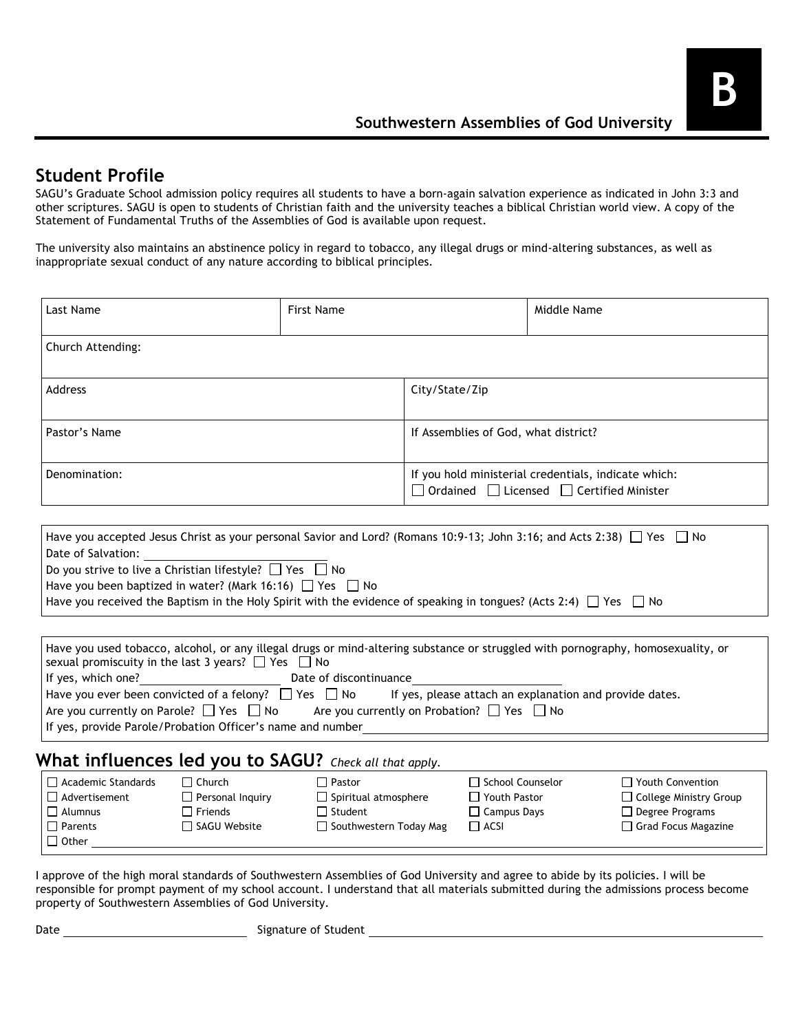**B**

**Southwestern Assemblies of God University**

## Student Profile

SAGU's Graduate School admission policy requires all students to have a born-again salvation experience as indicated in John 3:3 and other scriptures. SAGU is open to students of Christian faith and the university teaches a biblical Christian world view. A copy of the Statement of Fundamental Truths of the Assemblies of God is available upon request.

The university also maintains an abstinence policy in regard to tobacco, any illegal drugs or mind-altering substances, as well as inappropriate sexual conduct of any nature according to biblical principles.

| Last Name | First Name | Middle Name |
|---|---|---|
| Church Attending: | | |
| Address | City/State/Zip | |
| Pastor's Name | If Assemblies of God, what district? | |
| Denomination: | If you hold ministerial credentials, indicate which: ☐ Ordained ☐ Licensed ☐ Certified Minister | |

Have you accepted Jesus Christ as your personal Savior and Lord? (Romans 10:9-13; John 3:16; and Acts 2:38) ☐ Yes ☐ No
Date of Salvation: ____________________
Do you strive to live a Christian lifestyle? ☐ Yes ☐ No
Have you been baptized in water? (Mark 16:16) ☐ Yes ☐ No
Have you received the Baptism in the Holy Spirit with the evidence of speaking in tongues? (Acts 2:4) ☐ Yes ☐ No

Have you used tobacco, alcohol, or any illegal drugs or mind-altering substance or struggled with pornography, homosexuality, or sexual promiscuity in the last 3 years? ☐ Yes ☐ No
If yes, which one? ____________________ Date of discontinuance ____________________
Have you ever been convicted of a felony? ☐ Yes ☐ No If yes, please attach an explanation and provide dates.
Are you currently on Parole? ☐ Yes ☐ No Are you currently on Probation? ☐ Yes ☐ No
If yes, provide Parole/Probation Officer's name and number ____________________

## What influences led you to SAGU? *Check all that apply.*

| | | | | |
|---|---|---|---|---|
| ☐ Academic Standards | ☐ Church | ☐ Pastor | ☐ School Counselor | ☐ Youth Convention |
| ☐ Advertisement | ☐ Personal Inquiry | ☐ Spiritual atmosphere | ☐ Youth Pastor | ☐ College Ministry Group |
| ☐ Alumnus | ☐ Friends | ☐ Student | ☐ Campus Days | ☐ Degree Programs |
| ☐ Parents | ☐ SAGU Website | ☐ Southwestern Today Mag | ☐ ACSI | ☐ Grad Focus Magazine |
| ☐ Other ____________________ | | | | |

I approve of the high moral standards of Southwestern Assemblies of God University and agree to abide by its policies. I will be responsible for prompt payment of my school account. I understand that all materials submitted during the admissions process become property of Southwestern Assemblies of God University.

Date ____________________ Signature of Student ____________________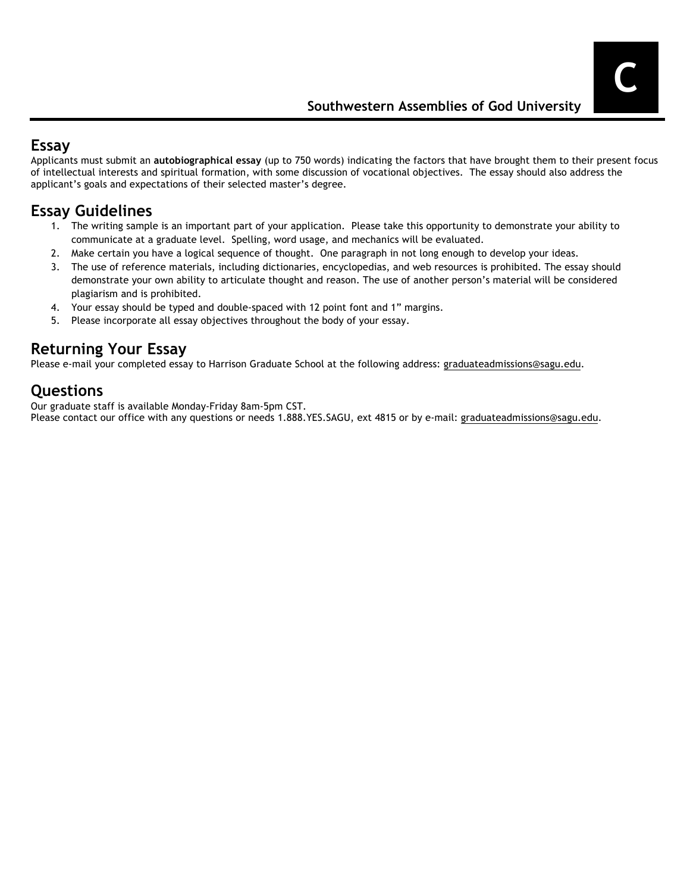## Essay

Applicants must submit an **autobiographical essay** (up to 750 words) indicating the factors that have brought them to their present focus of intellectual interests and spiritual formation, with some discussion of vocational objectives. The essay should also address the applicant's goals and expectations of their selected master's degree.

## Essay Guidelines

1. The writing sample is an important part of your application. Please take this opportunity to demonstrate your ability to communicate at a graduate level. Spelling, word usage, and mechanics will be evaluated.
2. Make certain you have a logical sequence of thought. One paragraph in not long enough to develop your ideas.
3. The use of reference materials, including dictionaries, encyclopedias, and web resources is prohibited. The essay should demonstrate your own ability to articulate thought and reason. The use of another person's material will be considered plagiarism and is prohibited.
4. Your essay should be typed and double-spaced with 12 point font and 1" margins.
5. Please incorporate all essay objectives throughout the body of your essay.

## Returning Your Essay

Please e-mail your completed essay to Harrison Graduate School at the following address: graduateadmissions@sagu.edu.

## Questions

Our graduate staff is available Monday-Friday 8am-5pm CST.
Please contact our office with any questions or needs 1.888.YES.SAGU, ext 4815 or by e-mail: graduateadmissions@sagu.edu.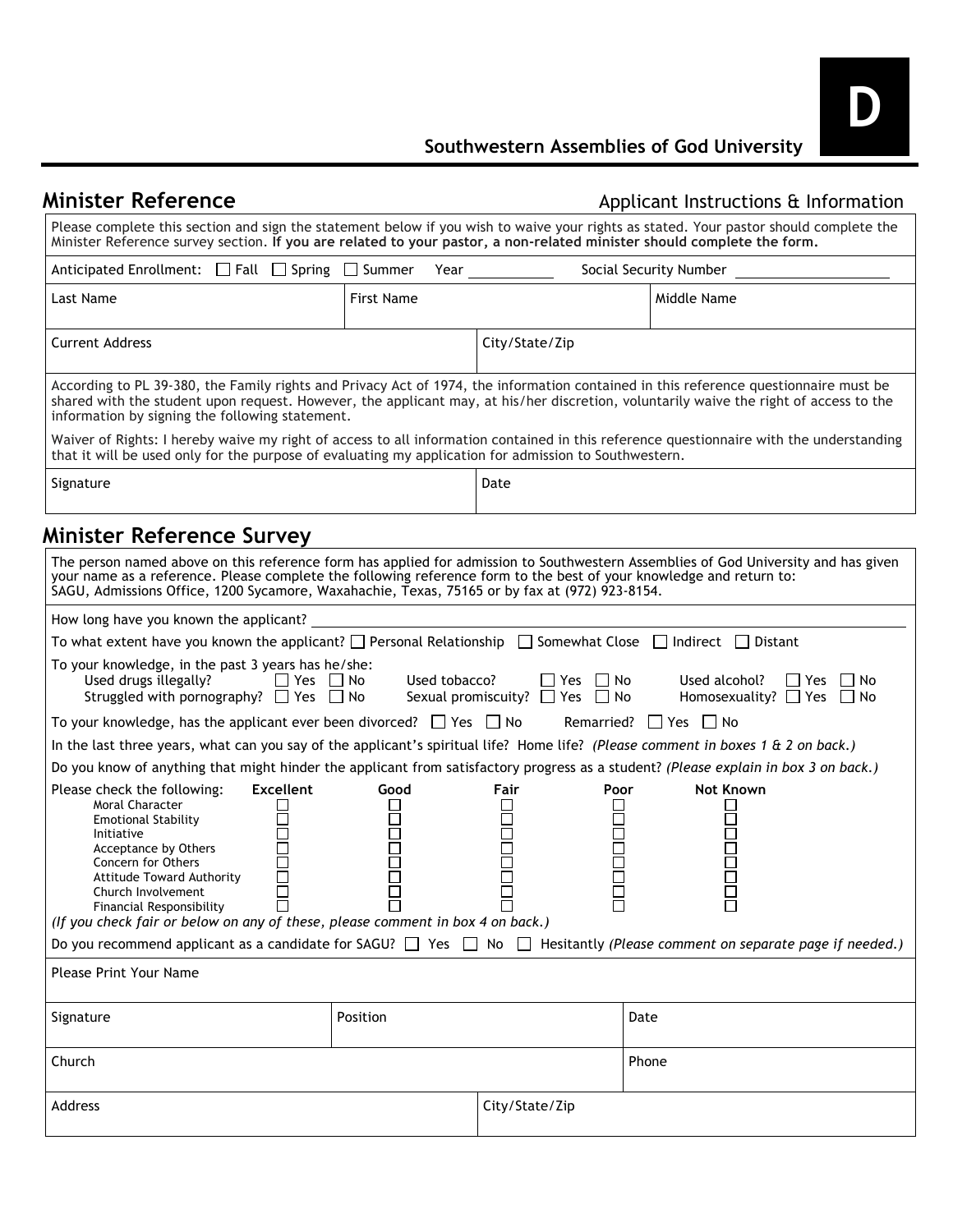# D

**Southwestern Assemblies of God University**

## Minister Reference

Applicant Instructions & Information

Please complete this section and sign the statement below if you wish to waive your rights as stated. Your pastor should complete the Minister Reference survey section. **If you are related to your pastor, a non-related minister should complete the form.**

Anticipated Enrollment: ☐ Fall ☐ Spring ☐ Summer Year ______ Social Security Number ______

| Last Name | First Name | Middle Name |
|---|---|---|
| | | |

| Current Address | City/State/Zip |
|---|---|
| | |

According to PL 39-380, the Family rights and Privacy Act of 1974, the information contained in this reference questionnaire must be shared with the student upon request. However, the applicant may, at his/her discretion, voluntarily waive the right of access to the information by signing the following statement.

Waiver of Rights: I hereby waive my right of access to all information contained in this reference questionnaire with the understanding that it will be used only for the purpose of evaluating my application for admission to Southwestern.

| Signature | Date |
|---|---|
| | |

## Minister Reference Survey

The person named above on this reference form has applied for admission to Southwestern Assemblies of God University and has given your name as a reference. Please complete the following reference form to the best of your knowledge and return to: SAGU, Admissions Office, 1200 Sycamore, Waxahachie, Texas, 75165 or by fax at (972) 923-8154.

How long have you known the applicant? ______

To what extent have you known the applicant? ☐ Personal Relationship ☐ Somewhat Close ☐ Indirect ☐ Distant

To your knowledge, in the past 3 years has he/she:

- Used drugs illegally? ☐ Yes ☐ No
- Used tobacco? ☐ Yes ☐ No
- Used alcohol? ☐ Yes ☐ No
- Struggled with pornography? ☐ Yes ☐ No
- Sexual promiscuity? ☐ Yes ☐ No
- Homosexuality? ☐ Yes ☐ No

To your knowledge, has the applicant ever been divorced? ☐ Yes ☐ No Remarried? ☐ Yes ☐ No

In the last three years, what can you say of the applicant's spiritual life? Home life? *(Please comment in boxes 1 & 2 on back.)*

Do you know of anything that might hinder the applicant from satisfactory progress as a student? *(Please explain in box 3 on back.)*

Please check the following:

| | Excellent | Good | Fair | Poor | Not Known |
|---|---|---|---|---|---|
| Moral Character | ☐ | ☐ | ☐ | ☐ | ☐ |
| Emotional Stability | ☐ | ☐ | ☐ | ☐ | ☐ |
| Initiative | ☐ | ☐ | ☐ | ☐ | ☐ |
| Acceptance by Others | ☐ | ☐ | ☐ | ☐ | ☐ |
| Concern for Others | ☐ | ☐ | ☐ | ☐ | ☐ |
| Attitude Toward Authority | ☐ | ☐ | ☐ | ☐ | ☐ |
| Church Involvement | ☐ | ☐ | ☐ | ☐ | ☐ |
| Financial Responsibility | ☐ | ☐ | ☐ | ☐ | ☐ |

*(If you check fair or below on any of these, please comment in box 4 on back.)*

Do you recommend applicant as a candidate for SAGU? ☐ Yes ☐ No ☐ Hesitantly *(Please comment on separate page if needed.)*

Please Print Your Name

| Signature | Position | Date |
|---|---|---|
| | | |

| Church | Phone |
|---|---|
| | |

| Address | City/State/Zip |
|---|---|
| | |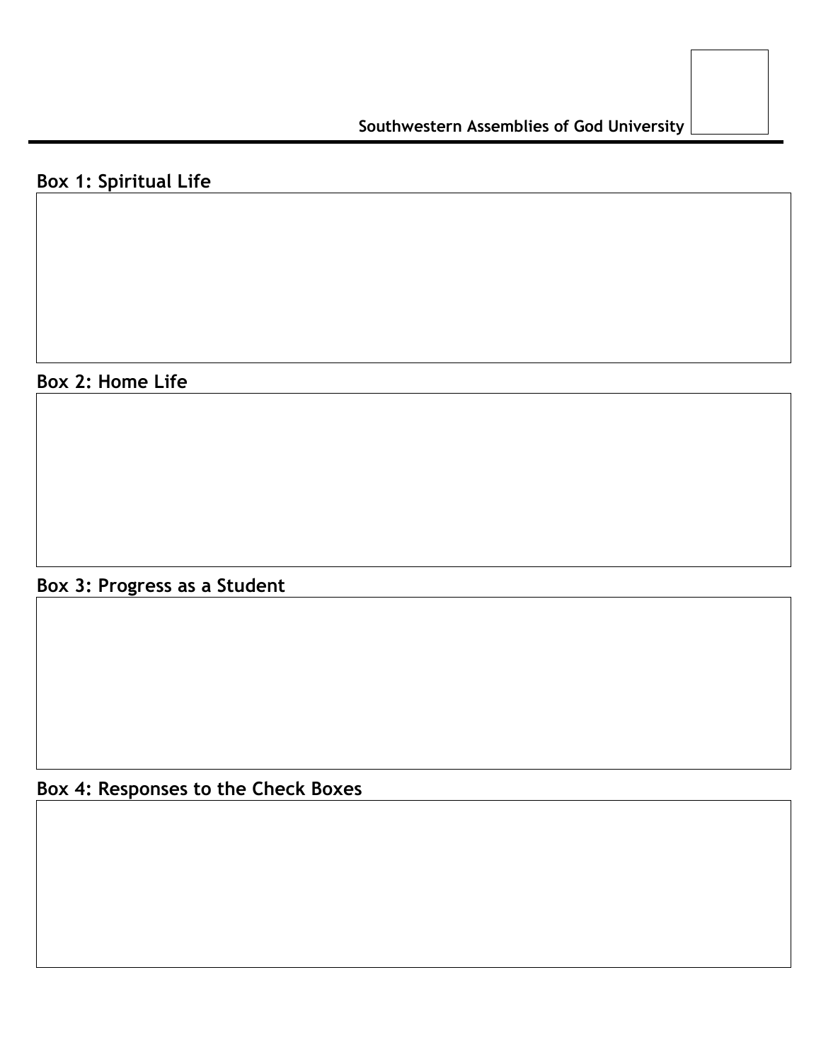**Southwestern Assemblies of God University**

## Box 1: Spiritual Life

## Box 2: Home Life

## Box 3: Progress as a Student

## Box 4: Responses to the Check Boxes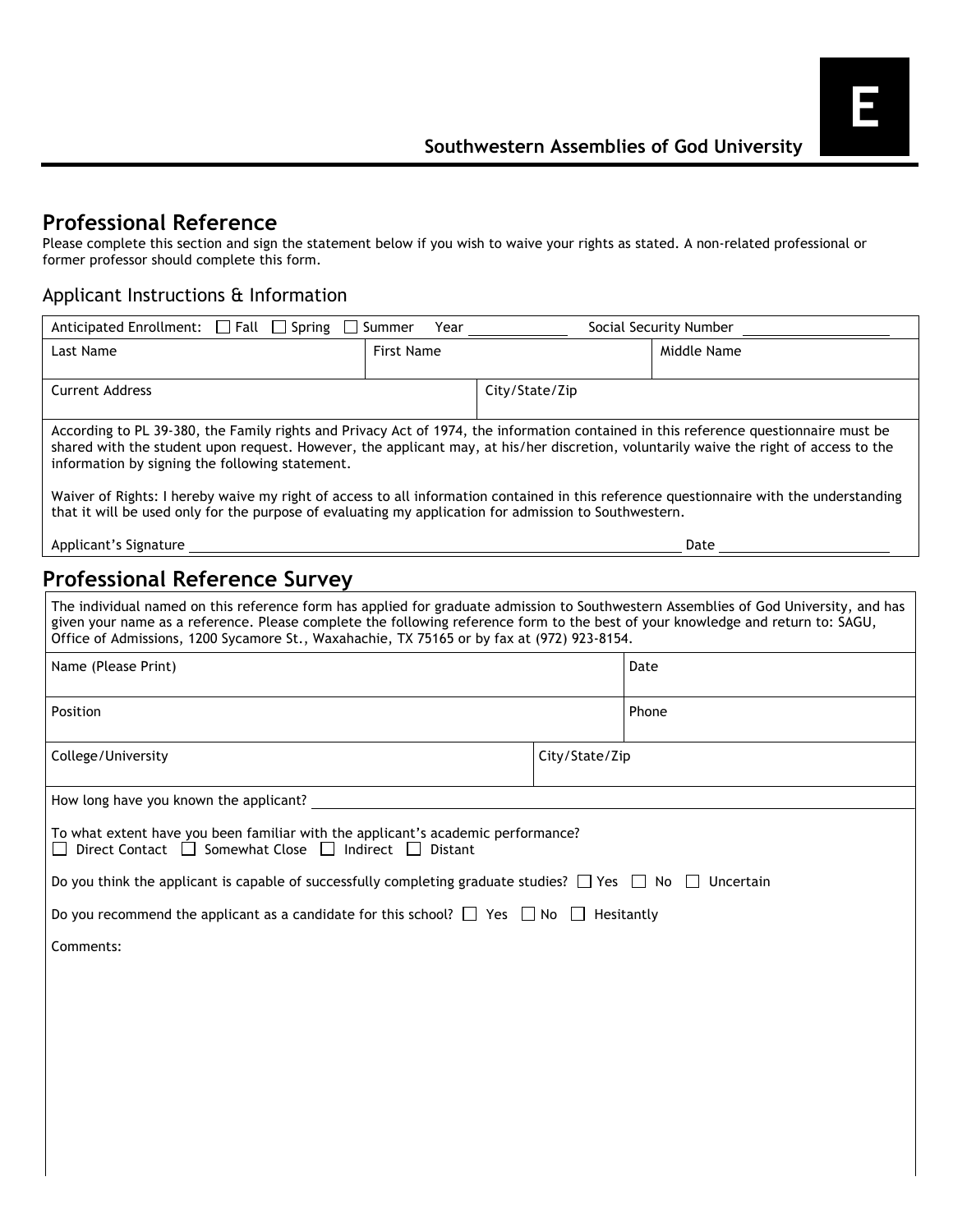Southwestern Assemblies of God University

E

## Professional Reference

Please complete this section and sign the statement below if you wish to waive your rights as stated. A non-related professional or former professor should complete this form.

### Applicant Instructions & Information

Anticipated Enrollment: ☐ Fall ☐ Spring ☐ Summer Year ____________ Social Security Number ____________________

| Last Name | First Name | Middle Name |
|---|---|---|
| | | |

| Current Address | City/State/Zip |
|---|---|
| | |

According to PL 39-380, the Family rights and Privacy Act of 1974, the information contained in this reference questionnaire must be shared with the student upon request. However, the applicant may, at his/her discretion, voluntarily waive the right of access to the information by signing the following statement.

Waiver of Rights: I hereby waive my right of access to all information contained in this reference questionnaire with the understanding that it will be used only for the purpose of evaluating my application for admission to Southwestern.

Applicant's Signature ______________________________________________ Date ____________________

## Professional Reference Survey

The individual named on this reference form has applied for graduate admission to Southwestern Assemblies of God University, and has given your name as a reference. Please complete the following reference form to the best of your knowledge and return to: SAGU, Office of Admissions, 1200 Sycamore St., Waxahachie, TX 75165 or by fax at (972) 923-8154.

| Name (Please Print) | Date |
|---|---|
| | |

| Position | Phone |
|---|---|
| | |

| College/University | City/State/Zip |
|---|---|
| | |

How long have you known the applicant? ____________________________________________

To what extent have you been familiar with the applicant's academic performance?
☐ Direct Contact ☐ Somewhat Close ☐ Indirect ☐ Distant

Do you think the applicant is capable of successfully completing graduate studies? ☐ Yes ☐ No ☐ Uncertain

Do you recommend the applicant as a candidate for this school? ☐ Yes ☐ No ☐ Hesitantly

Comments: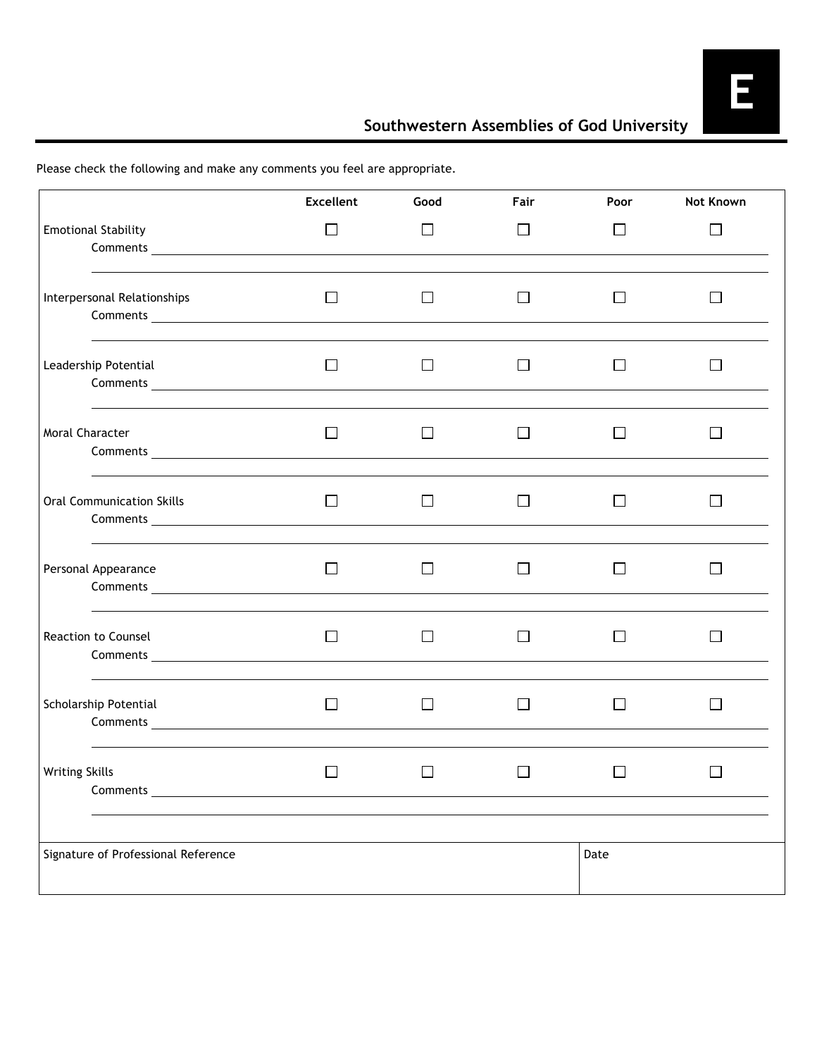**E**

## Southwestern Assemblies of God University

Please check the following and make any comments you feel are appropriate.

| | Excellent | Good | Fair | Poor | Not Known |
|---|---|---|---|---|---|
| Emotional Stability | ☐ | ☐ | ☐ | ☐ | ☐ |
| Comments ______________________________ | | | | | |
| Interpersonal Relationships | ☐ | ☐ | ☐ | ☐ | ☐ |
| Comments ______________________________ | | | | | |
| Leadership Potential | ☐ | ☐ | ☐ | ☐ | ☐ |
| Comments ______________________________ | | | | | |
| Moral Character | ☐ | ☐ | ☐ | ☐ | ☐ |
| Comments ______________________________ | | | | | |
| Oral Communication Skills | ☐ | ☐ | ☐ | ☐ | ☐ |
| Comments ______________________________ | | | | | |
| Personal Appearance | ☐ | ☐ | ☐ | ☐ | ☐ |
| Comments ______________________________ | | | | | |
| Reaction to Counsel | ☐ | ☐ | ☐ | ☐ | ☐ |
| Comments ______________________________ | | | | | |
| Scholarship Potential | ☐ | ☐ | ☐ | ☐ | ☐ |
| Comments ______________________________ | | | | | |
| Writing Skills | ☐ | ☐ | ☐ | ☐ | ☐ |
| Comments ______________________________ | | | | | |

| Signature of Professional Reference | Date |
|---|---|
| | |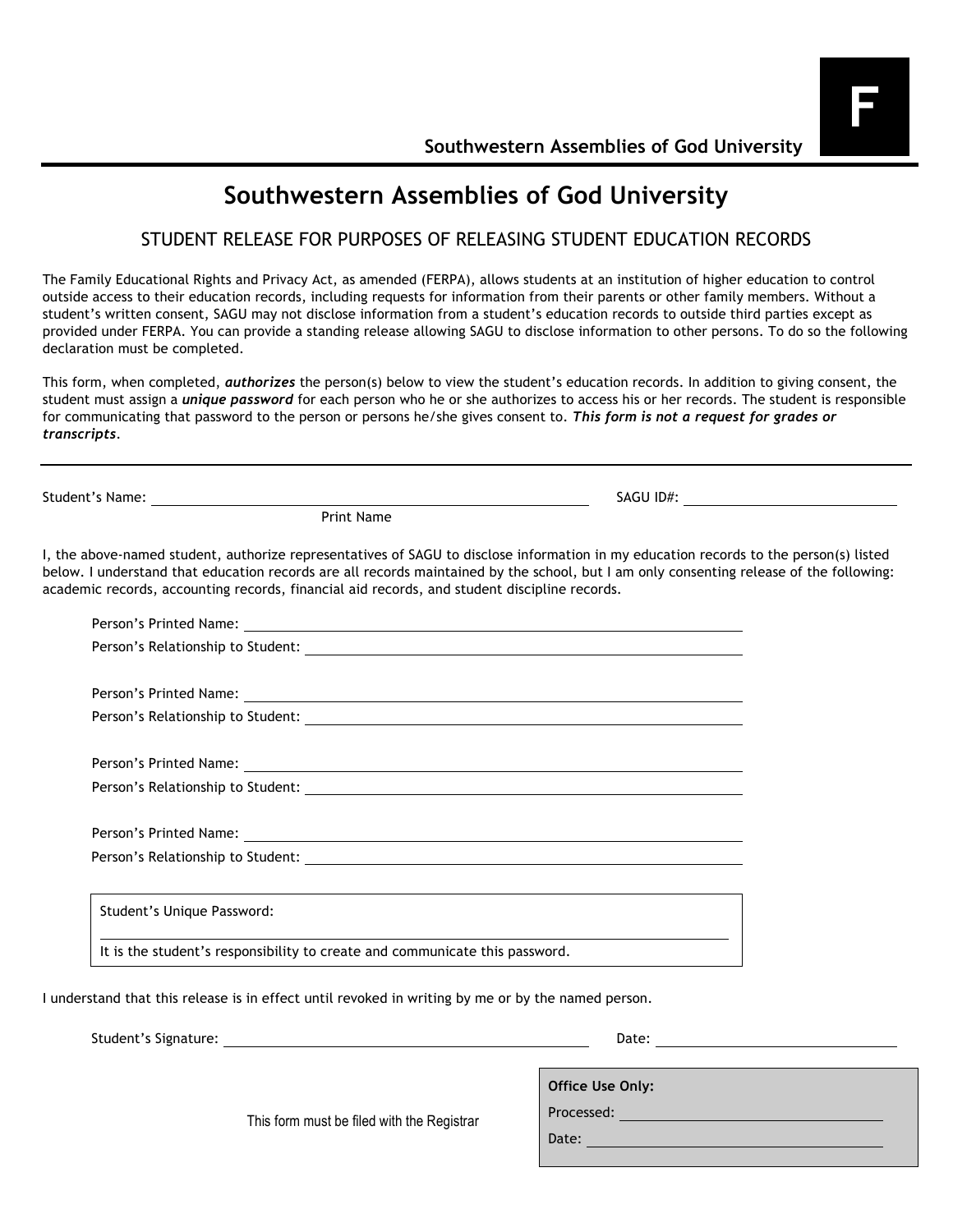F

# Southwestern Assemblies of God University

## STUDENT RELEASE FOR PURPOSES OF RELEASING STUDENT EDUCATION RECORDS

The Family Educational Rights and Privacy Act, as amended (FERPA), allows students at an institution of higher education to control outside access to their education records, including requests for information from their parents or other family members. Without a student's written consent, SAGU may not disclose information from a student's education records to outside third parties except as provided under FERPA. You can provide a standing release allowing SAGU to disclose information to other persons. To do so the following declaration must be completed.

This form, when completed, ***authorizes*** the person(s) below to view the student's education records. In addition to giving consent, the student must assign a ***unique password*** for each person who he or she authorizes to access his or her records. The student is responsible for communicating that password to the person or persons he/she gives consent to. ***This form is not a request for grades or transcripts***.

---

Student's Name: ______________________________ SAGU ID#: ____________________
Print Name

I, the above-named student, authorize representatives of SAGU to disclose information in my education records to the person(s) listed below. I understand that education records are all records maintained by the school, but I am only consenting release of the following: academic records, accounting records, financial aid records, and student discipline records.

Person's Printed Name: ______________________________
Person's Relationship to Student: ______________________________

Person's Printed Name: ______________________________
Person's Relationship to Student: ______________________________

Person's Printed Name: ______________________________
Person's Relationship to Student: ______________________________

Person's Printed Name: ______________________________
Person's Relationship to Student: ______________________________

Student's Unique Password:

______________________________

It is the student's responsibility to create and communicate this password.

I understand that this release is in effect until revoked in writing by me or by the named person.

Student's Signature: ______________________________ Date: ____________________

This form must be filed with the Registrar

**Office Use Only:**
Processed: ____________________
Date: ____________________